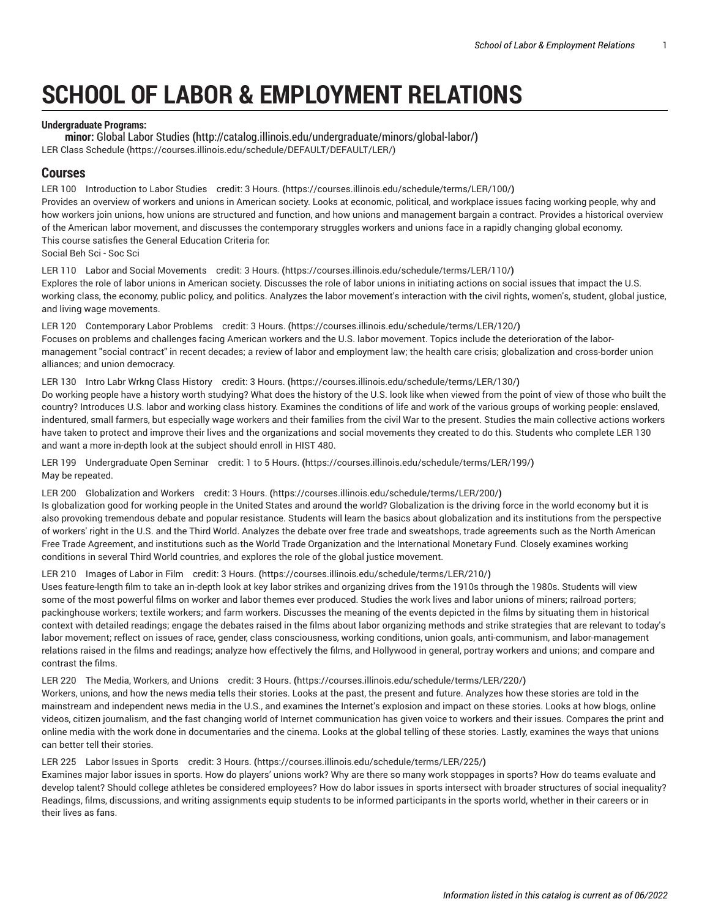# SCHOOL OF LABOR & EMPLOYMENT RELATIONS

**Undergraduate Programs:**

**minor:** Global Labor Studies (http://catalog.illinois.edu/undergraduate/minors/global-labor/)

LER Class Schedule (https://courses.illinois.edu/schedule/DEFAULT/DEFAULT/LER/)

## Courses

LER 100 Introduction to Labor Studies credit: 3 Hours. (https://courses.illinois.edu/schedule/terms/LER/100/)
Provides an overview of workers and unions in American society. Looks at economic, political, and workplace issues facing working people, why and how workers join unions, how unions are structured and function, and how unions and management bargain a contract. Provides a historical overview of the American labor movement, and discusses the contemporary struggles workers and unions face in a rapidly changing global economy.
This course satisfies the General Education Criteria for:
Social Beh Sci - Soc Sci

LER 110 Labor and Social Movements credit: 3 Hours. (https://courses.illinois.edu/schedule/terms/LER/110/)
Explores the role of labor unions in American society. Discusses the role of labor unions in initiating actions on social issues that impact the U.S. working class, the economy, public policy, and politics. Analyzes the labor movement's interaction with the civil rights, women's, student, global justice, and living wage movements.

LER 120 Contemporary Labor Problems credit: 3 Hours. (https://courses.illinois.edu/schedule/terms/LER/120/)
Focuses on problems and challenges facing American workers and the U.S. labor movement. Topics include the deterioration of the labor-management "social contract" in recent decades; a review of labor and employment law; the health care crisis; globalization and cross-border union alliances; and union democracy.

LER 130 Intro Labr Wrkng Class History credit: 3 Hours. (https://courses.illinois.edu/schedule/terms/LER/130/)
Do working people have a history worth studying? What does the history of the U.S. look like when viewed from the point of view of those who built the country? Introduces U.S. labor and working class history. Examines the conditions of life and work of the various groups of working people: enslaved, indentured, small farmers, but especially wage workers and their families from the civil War to the present. Studies the main collective actions workers have taken to protect and improve their lives and the organizations and social movements they created to do this. Students who complete LER 130 and want a more in-depth look at the subject should enroll in HIST 480.

LER 199 Undergraduate Open Seminar credit: 1 to 5 Hours. (https://courses.illinois.edu/schedule/terms/LER/199/)
May be repeated.

LER 200 Globalization and Workers credit: 3 Hours. (https://courses.illinois.edu/schedule/terms/LER/200/)
Is globalization good for working people in the United States and around the world? Globalization is the driving force in the world economy but it is also provoking tremendous debate and popular resistance. Students will learn the basics about globalization and its institutions from the perspective of workers' right in the U.S. and the Third World. Analyzes the debate over free trade and sweatshops, trade agreements such as the North American Free Trade Agreement, and institutions such as the World Trade Organization and the International Monetary Fund. Closely examines working conditions in several Third World countries, and explores the role of the global justice movement.

LER 210 Images of Labor in Film credit: 3 Hours. (https://courses.illinois.edu/schedule/terms/LER/210/)
Uses feature-length film to take an in-depth look at key labor strikes and organizing drives from the 1910s through the 1980s. Students will view some of the most powerful films on worker and labor themes ever produced. Studies the work lives and labor unions of miners; railroad porters; packinghouse workers; textile workers; and farm workers. Discusses the meaning of the events depicted in the films by situating them in historical context with detailed readings; engage the debates raised in the films about labor organizing methods and strike strategies that are relevant to today's labor movement; reflect on issues of race, gender, class consciousness, working conditions, union goals, anti-communism, and labor-management relations raised in the films and readings; analyze how effectively the films, and Hollywood in general, portray workers and unions; and compare and contrast the films.

LER 220 The Media, Workers, and Unions credit: 3 Hours. (https://courses.illinois.edu/schedule/terms/LER/220/)
Workers, unions, and how the news media tells their stories. Looks at the past, the present and future. Analyzes how these stories are told in the mainstream and independent news media in the U.S., and examines the Internet's explosion and impact on these stories. Looks at how blogs, online videos, citizen journalism, and the fast changing world of Internet communication has given voice to workers and their issues. Compares the print and online media with the work done in documentaries and the cinema. Looks at the global telling of these stories. Lastly, examines the ways that unions can better tell their stories.

LER 225 Labor Issues in Sports credit: 3 Hours. (https://courses.illinois.edu/schedule/terms/LER/225/)
Examines major labor issues in sports. How do players' unions work? Why are there so many work stoppages in sports? How do teams evaluate and develop talent? Should college athletes be considered employees? How do labor issues in sports intersect with broader structures of social inequality? Readings, films, discussions, and writing assignments equip students to be informed participants in the sports world, whether in their careers or in their lives as fans.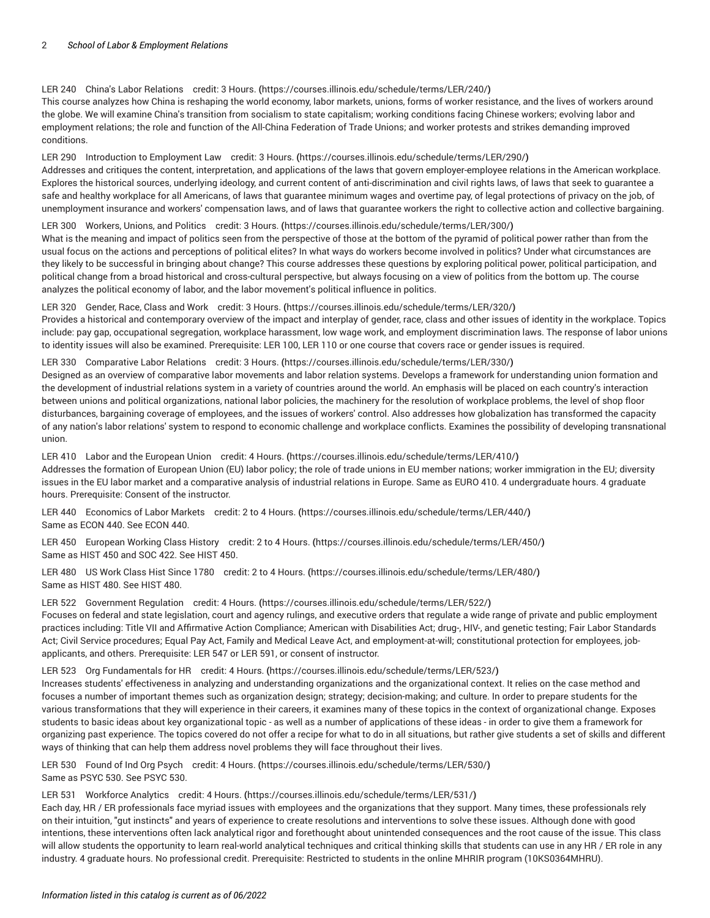LER 240 China's Labor Relations credit: 3 Hours. (https://courses.illinois.edu/schedule/terms/LER/240/)
This course analyzes how China is reshaping the world economy, labor markets, unions, forms of worker resistance, and the lives of workers around the globe. We will examine China's transition from socialism to state capitalism; working conditions facing Chinese workers; evolving labor and employment relations; the role and function of the All-China Federation of Trade Unions; and worker protests and strikes demanding improved conditions.

LER 290 Introduction to Employment Law credit: 3 Hours. (https://courses.illinois.edu/schedule/terms/LER/290/)
Addresses and critiques the content, interpretation, and applications of the laws that govern employer-employee relations in the American workplace. Explores the historical sources, underlying ideology, and current content of anti-discrimination and civil rights laws, of laws that seek to guarantee a safe and healthy workplace for all Americans, of laws that guarantee minimum wages and overtime pay, of legal protections of privacy on the job, of unemployment insurance and workers' compensation laws, and of laws that guarantee workers the right to collective action and collective bargaining.

LER 300 Workers, Unions, and Politics credit: 3 Hours. (https://courses.illinois.edu/schedule/terms/LER/300/)
What is the meaning and impact of politics seen from the perspective of those at the bottom of the pyramid of political power rather than from the usual focus on the actions and perceptions of political elites? In what ways do workers become involved in politics? Under what circumstances are they likely to be successful in bringing about change? This course addresses these questions by exploring political power, political participation, and political change from a broad historical and cross-cultural perspective, but always focusing on a view of politics from the bottom up. The course analyzes the political economy of labor, and the labor movement's political influence in politics.

LER 320 Gender, Race, Class and Work credit: 3 Hours. (https://courses.illinois.edu/schedule/terms/LER/320/)
Provides a historical and contemporary overview of the impact and interplay of gender, race, class and other issues of identity in the workplace. Topics include: pay gap, occupational segregation, workplace harassment, low wage work, and employment discrimination laws. The response of labor unions to identity issues will also be examined. Prerequisite: LER 100, LER 110 or one course that covers race or gender issues is required.

LER 330 Comparative Labor Relations credit: 3 Hours. (https://courses.illinois.edu/schedule/terms/LER/330/)
Designed as an overview of comparative labor movements and labor relation systems. Develops a framework for understanding union formation and the development of industrial relations system in a variety of countries around the world. An emphasis will be placed on each country's interaction between unions and political organizations, national labor policies, the machinery for the resolution of workplace problems, the level of shop floor disturbances, bargaining coverage of employees, and the issues of workers' control. Also addresses how globalization has transformed the capacity of any nation's labor relations' system to respond to economic challenge and workplace conflicts. Examines the possibility of developing transnational union.

LER 410 Labor and the European Union credit: 4 Hours. (https://courses.illinois.edu/schedule/terms/LER/410/)
Addresses the formation of European Union (EU) labor policy; the role of trade unions in EU member nations; worker immigration in the EU; diversity issues in the EU labor market and a comparative analysis of industrial relations in Europe. Same as EURO 410. 4 undergraduate hours. 4 graduate hours. Prerequisite: Consent of the instructor.

LER 440 Economics of Labor Markets credit: 2 to 4 Hours. (https://courses.illinois.edu/schedule/terms/LER/440/)
Same as ECON 440. See ECON 440.

LER 450 European Working Class History credit: 2 to 4 Hours. (https://courses.illinois.edu/schedule/terms/LER/450/)
Same as HIST 450 and SOC 422. See HIST 450.

LER 480 US Work Class Hist Since 1780 credit: 2 to 4 Hours. (https://courses.illinois.edu/schedule/terms/LER/480/)
Same as HIST 480. See HIST 480.

LER 522 Government Regulation credit: 4 Hours. (https://courses.illinois.edu/schedule/terms/LER/522/)
Focuses on federal and state legislation, court and agency rulings, and executive orders that regulate a wide range of private and public employment practices including: Title VII and Affirmative Action Compliance; American with Disabilities Act; drug-, HIV-, and genetic testing; Fair Labor Standards Act; Civil Service procedures; Equal Pay Act, Family and Medical Leave Act, and employment-at-will; constitutional protection for employees, job-applicants, and others. Prerequisite: LER 547 or LER 591, or consent of instructor.

LER 523 Org Fundamentals for HR credit: 4 Hours. (https://courses.illinois.edu/schedule/terms/LER/523/)
Increases students' effectiveness in analyzing and understanding organizations and the organizational context. It relies on the case method and focuses a number of important themes such as organization design; strategy; decision-making; and culture. In order to prepare students for the various transformations that they will experience in their careers, it examines many of these topics in the context of organizational change. Exposes students to basic ideas about key organizational topic - as well as a number of applications of these ideas - in order to give them a framework for organizing past experience. The topics covered do not offer a recipe for what to do in all situations, but rather give students a set of skills and different ways of thinking that can help them address novel problems they will face throughout their lives.

LER 530 Found of Ind Org Psych credit: 4 Hours. (https://courses.illinois.edu/schedule/terms/LER/530/)
Same as PSYC 530. See PSYC 530.

LER 531 Workforce Analytics credit: 4 Hours. (https://courses.illinois.edu/schedule/terms/LER/531/)
Each day, HR / ER professionals face myriad issues with employees and the organizations that they support. Many times, these professionals rely on their intuition, "gut instincts" and years of experience to create resolutions and interventions to solve these issues. Although done with good intentions, these interventions often lack analytical rigor and forethought about unintended consequences and the root cause of the issue. This class will allow students the opportunity to learn real-world analytical techniques and critical thinking skills that students can use in any HR / ER role in any industry. 4 graduate hours. No professional credit. Prerequisite: Restricted to students in the online MHRIR program (10KS0364MHRU).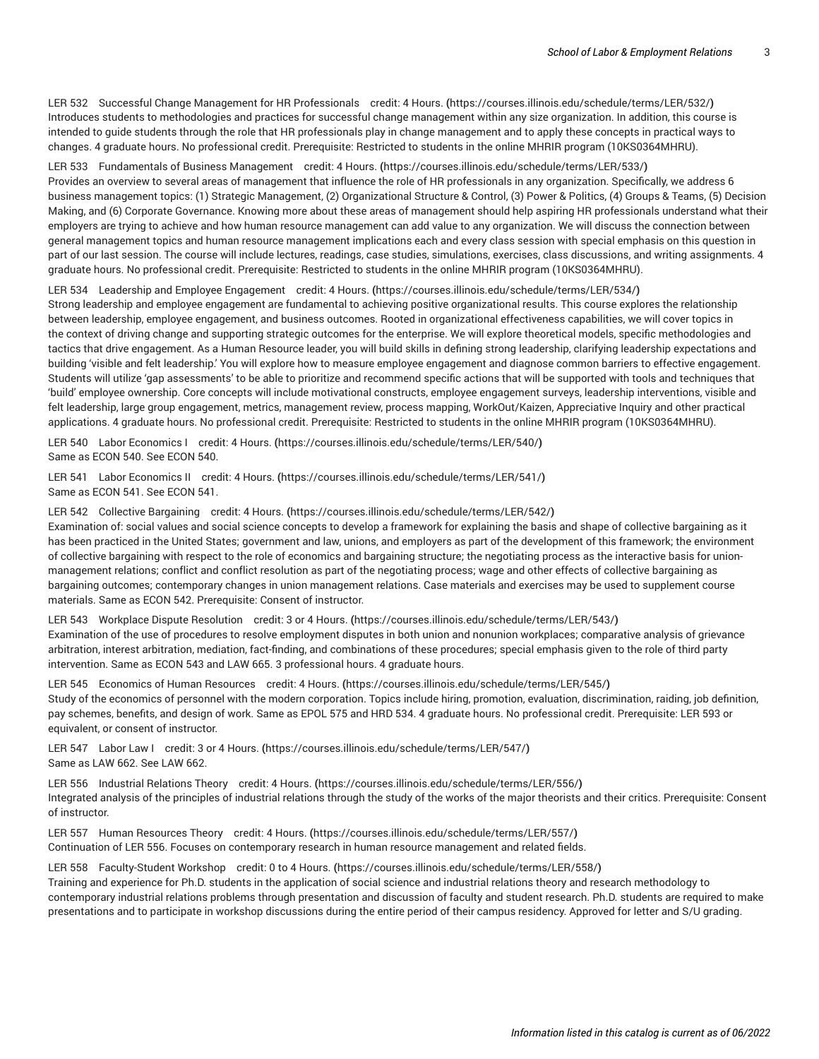LER 532 Successful Change Management for HR Professionals credit: 4 Hours. (https://courses.illinois.edu/schedule/terms/LER/532/)
Introduces students to methodologies and practices for successful change management within any size organization. In addition, this course is intended to guide students through the role that HR professionals play in change management and to apply these concepts in practical ways to changes. 4 graduate hours. No professional credit. Prerequisite: Restricted to students in the online MHRIR program (10KS0364MHRU).

LER 533 Fundamentals of Business Management credit: 4 Hours. (https://courses.illinois.edu/schedule/terms/LER/533/)
Provides an overview to several areas of management that influence the role of HR professionals in any organization. Specifically, we address 6 business management topics: (1) Strategic Management, (2) Organizational Structure & Control, (3) Power & Politics, (4) Groups & Teams, (5) Decision Making, and (6) Corporate Governance. Knowing more about these areas of management should help aspiring HR professionals understand what their employers are trying to achieve and how human resource management can add value to any organization. We will discuss the connection between general management topics and human resource management implications each and every class session with special emphasis on this question in part of our last session. The course will include lectures, readings, case studies, simulations, exercises, class discussions, and writing assignments. 4 graduate hours. No professional credit. Prerequisite: Restricted to students in the online MHRIR program (10KS0364MHRU).

LER 534 Leadership and Employee Engagement credit: 4 Hours. (https://courses.illinois.edu/schedule/terms/LER/534/)
Strong leadership and employee engagement are fundamental to achieving positive organizational results. This course explores the relationship between leadership, employee engagement, and business outcomes. Rooted in organizational effectiveness capabilities, we will cover topics in the context of driving change and supporting strategic outcomes for the enterprise. We will explore theoretical models, specific methodologies and tactics that drive engagement. As a Human Resource leader, you will build skills in defining strong leadership, clarifying leadership expectations and building 'visible and felt leadership.' You will explore how to measure employee engagement and diagnose common barriers to effective engagement. Students will utilize 'gap assessments' to be able to prioritize and recommend specific actions that will be supported with tools and techniques that 'build' employee ownership. Core concepts will include motivational constructs, employee engagement surveys, leadership interventions, visible and felt leadership, large group engagement, metrics, management review, process mapping, WorkOut/Kaizen, Appreciative Inquiry and other practical applications. 4 graduate hours. No professional credit. Prerequisite: Restricted to students in the online MHRIR program (10KS0364MHRU).

LER 540 Labor Economics I credit: 4 Hours. (https://courses.illinois.edu/schedule/terms/LER/540/)
Same as ECON 540. See ECON 540.

LER 541 Labor Economics II credit: 4 Hours. (https://courses.illinois.edu/schedule/terms/LER/541/)
Same as ECON 541. See ECON 541.

LER 542 Collective Bargaining credit: 4 Hours. (https://courses.illinois.edu/schedule/terms/LER/542/)
Examination of: social values and social science concepts to develop a framework for explaining the basis and shape of collective bargaining as it has been practiced in the United States; government and law, unions, and employers as part of the development of this framework; the environment of collective bargaining with respect to the role of economics and bargaining structure; the negotiating process as the interactive basis for union-management relations; conflict and conflict resolution as part of the negotiating process; wage and other effects of collective bargaining as bargaining outcomes; contemporary changes in union management relations. Case materials and exercises may be used to supplement course materials. Same as ECON 542. Prerequisite: Consent of instructor.

LER 543 Workplace Dispute Resolution credit: 3 or 4 Hours. (https://courses.illinois.edu/schedule/terms/LER/543/)
Examination of the use of procedures to resolve employment disputes in both union and nonunion workplaces; comparative analysis of grievance arbitration, interest arbitration, mediation, fact-finding, and combinations of these procedures; special emphasis given to the role of third party intervention. Same as ECON 543 and LAW 665. 3 professional hours. 4 graduate hours.

LER 545 Economics of Human Resources credit: 4 Hours. (https://courses.illinois.edu/schedule/terms/LER/545/)
Study of the economics of personnel with the modern corporation. Topics include hiring, promotion, evaluation, discrimination, raiding, job definition, pay schemes, benefits, and design of work. Same as EPOL 575 and HRD 534. 4 graduate hours. No professional credit. Prerequisite: LER 593 or equivalent, or consent of instructor.

LER 547 Labor Law I credit: 3 or 4 Hours. (https://courses.illinois.edu/schedule/terms/LER/547/)
Same as LAW 662. See LAW 662.

LER 556 Industrial Relations Theory credit: 4 Hours. (https://courses.illinois.edu/schedule/terms/LER/556/)
Integrated analysis of the principles of industrial relations through the study of the works of the major theorists and their critics. Prerequisite: Consent of instructor.

LER 557 Human Resources Theory credit: 4 Hours. (https://courses.illinois.edu/schedule/terms/LER/557/)
Continuation of LER 556. Focuses on contemporary research in human resource management and related fields.

LER 558 Faculty-Student Workshop credit: 0 to 4 Hours. (https://courses.illinois.edu/schedule/terms/LER/558/)
Training and experience for Ph.D. students in the application of social science and industrial relations theory and research methodology to contemporary industrial relations problems through presentation and discussion of faculty and student research. Ph.D. students are required to make presentations and to participate in workshop discussions during the entire period of their campus residency. Approved for letter and S/U grading.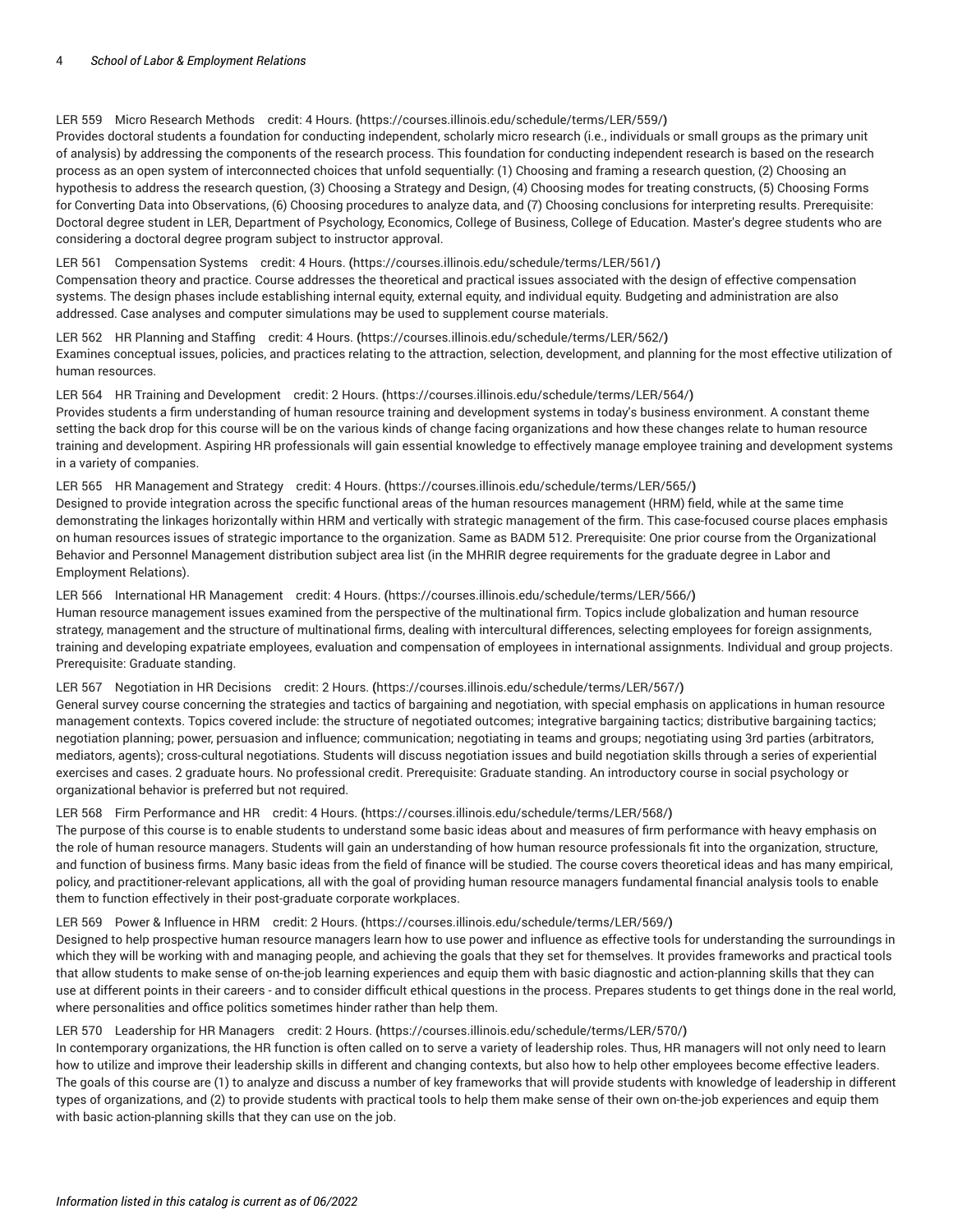LER 559 Micro Research Methods credit: 4 Hours. (https://courses.illinois.edu/schedule/terms/LER/559/)
Provides doctoral students a foundation for conducting independent, scholarly micro research (i.e., individuals or small groups as the primary unit of analysis) by addressing the components of the research process. This foundation for conducting independent research is based on the research process as an open system of interconnected choices that unfold sequentially: (1) Choosing and framing a research question, (2) Choosing an hypothesis to address the research question, (3) Choosing a Strategy and Design, (4) Choosing modes for treating constructs, (5) Choosing Forms for Converting Data into Observations, (6) Choosing procedures to analyze data, and (7) Choosing conclusions for interpreting results. Prerequisite: Doctoral degree student in LER, Department of Psychology, Economics, College of Business, College of Education. Master's degree students who are considering a doctoral degree program subject to instructor approval.

LER 561 Compensation Systems credit: 4 Hours. (https://courses.illinois.edu/schedule/terms/LER/561/)
Compensation theory and practice. Course addresses the theoretical and practical issues associated with the design of effective compensation systems. The design phases include establishing internal equity, external equity, and individual equity. Budgeting and administration are also addressed. Case analyses and computer simulations may be used to supplement course materials.

LER 562 HR Planning and Staffing credit: 4 Hours. (https://courses.illinois.edu/schedule/terms/LER/562/)
Examines conceptual issues, policies, and practices relating to the attraction, selection, development, and planning for the most effective utilization of human resources.

LER 564 HR Training and Development credit: 2 Hours. (https://courses.illinois.edu/schedule/terms/LER/564/)
Provides students a firm understanding of human resource training and development systems in today's business environment. A constant theme setting the back drop for this course will be on the various kinds of change facing organizations and how these changes relate to human resource training and development. Aspiring HR professionals will gain essential knowledge to effectively manage employee training and development systems in a variety of companies.

LER 565 HR Management and Strategy credit: 4 Hours. (https://courses.illinois.edu/schedule/terms/LER/565/)
Designed to provide integration across the specific functional areas of the human resources management (HRM) field, while at the same time demonstrating the linkages horizontally within HRM and vertically with strategic management of the firm. This case-focused course places emphasis on human resources issues of strategic importance to the organization. Same as BADM 512. Prerequisite: One prior course from the Organizational Behavior and Personnel Management distribution subject area list (in the MHRIR degree requirements for the graduate degree in Labor and Employment Relations).

LER 566 International HR Management credit: 4 Hours. (https://courses.illinois.edu/schedule/terms/LER/566/)
Human resource management issues examined from the perspective of the multinational firm. Topics include globalization and human resource strategy, management and the structure of multinational firms, dealing with intercultural differences, selecting employees for foreign assignments, training and developing expatriate employees, evaluation and compensation of employees in international assignments. Individual and group projects. Prerequisite: Graduate standing.

LER 567 Negotiation in HR Decisions credit: 2 Hours. (https://courses.illinois.edu/schedule/terms/LER/567/)
General survey course concerning the strategies and tactics of bargaining and negotiation, with special emphasis on applications in human resource management contexts. Topics covered include: the structure of negotiated outcomes; integrative bargaining tactics; distributive bargaining tactics; negotiation planning; power, persuasion and influence; communication; negotiating in teams and groups; negotiating using 3rd parties (arbitrators, mediators, agents); cross-cultural negotiations. Students will discuss negotiation issues and build negotiation skills through a series of experiential exercises and cases. 2 graduate hours. No professional credit. Prerequisite: Graduate standing. An introductory course in social psychology or organizational behavior is preferred but not required.

LER 568 Firm Performance and HR credit: 4 Hours. (https://courses.illinois.edu/schedule/terms/LER/568/)
The purpose of this course is to enable students to understand some basic ideas about and measures of firm performance with heavy emphasis on the role of human resource managers. Students will gain an understanding of how human resource professionals fit into the organization, structure, and function of business firms. Many basic ideas from the field of finance will be studied. The course covers theoretical ideas and has many empirical, policy, and practitioner-relevant applications, all with the goal of providing human resource managers fundamental financial analysis tools to enable them to function effectively in their post-graduate corporate workplaces.

LER 569 Power & Influence in HRM credit: 2 Hours. (https://courses.illinois.edu/schedule/terms/LER/569/)
Designed to help prospective human resource managers learn how to use power and influence as effective tools for understanding the surroundings in which they will be working with and managing people, and achieving the goals that they set for themselves. It provides frameworks and practical tools that allow students to make sense of on-the-job learning experiences and equip them with basic diagnostic and action-planning skills that they can use at different points in their careers - and to consider difficult ethical questions in the process. Prepares students to get things done in the real world, where personalities and office politics sometimes hinder rather than help them.

LER 570 Leadership for HR Managers credit: 2 Hours. (https://courses.illinois.edu/schedule/terms/LER/570/)
In contemporary organizations, the HR function is often called on to serve a variety of leadership roles. Thus, HR managers will not only need to learn how to utilize and improve their leadership skills in different and changing contexts, but also how to help other employees become effective leaders. The goals of this course are (1) to analyze and discuss a number of key frameworks that will provide students with knowledge of leadership in different types of organizations, and (2) to provide students with practical tools to help them make sense of their own on-the-job experiences and equip them with basic action-planning skills that they can use on the job.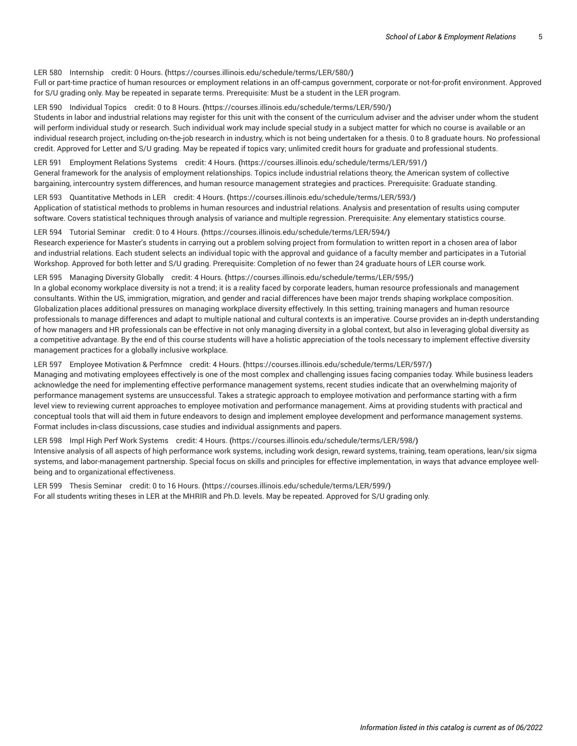LER 580 Internship credit: 0 Hours. (https://courses.illinois.edu/schedule/terms/LER/580/)
Full or part-time practice of human resources or employment relations in an off-campus government, corporate or not-for-profit environment. Approved for S/U grading only. May be repeated in separate terms. Prerequisite: Must be a student in the LER program.

LER 590 Individual Topics credit: 0 to 8 Hours. (https://courses.illinois.edu/schedule/terms/LER/590/)
Students in labor and industrial relations may register for this unit with the consent of the curriculum adviser and the adviser under whom the student will perform individual study or research. Such individual work may include special study in a subject matter for which no course is available or an individual research project, including on-the-job research in industry, which is not being undertaken for a thesis. 0 to 8 graduate hours. No professional credit. Approved for Letter and S/U grading. May be repeated if topics vary; unlimited credit hours for graduate and professional students.

LER 591 Employment Relations Systems credit: 4 Hours. (https://courses.illinois.edu/schedule/terms/LER/591/)
General framework for the analysis of employment relationships. Topics include industrial relations theory, the American system of collective bargaining, intercountry system differences, and human resource management strategies and practices. Prerequisite: Graduate standing.

LER 593 Quantitative Methods in LER credit: 4 Hours. (https://courses.illinois.edu/schedule/terms/LER/593/)
Application of statistical methods to problems in human resources and industrial relations. Analysis and presentation of results using computer software. Covers statistical techniques through analysis of variance and multiple regression. Prerequisite: Any elementary statistics course.

LER 594 Tutorial Seminar credit: 0 to 4 Hours. (https://courses.illinois.edu/schedule/terms/LER/594/)
Research experience for Master's students in carrying out a problem solving project from formulation to written report in a chosen area of labor and industrial relations. Each student selects an individual topic with the approval and guidance of a faculty member and participates in a Tutorial Workshop. Approved for both letter and S/U grading. Prerequisite: Completion of no fewer than 24 graduate hours of LER course work.

LER 595 Managing Diversity Globally credit: 4 Hours. (https://courses.illinois.edu/schedule/terms/LER/595/)
In a global economy workplace diversity is not a trend; it is a reality faced by corporate leaders, human resource professionals and management consultants. Within the US, immigration, migration, and gender and racial differences have been major trends shaping workplace composition. Globalization places additional pressures on managing workplace diversity effectively. In this setting, training managers and human resource professionals to manage differences and adapt to multiple national and cultural contexts is an imperative. Course provides an in-depth understanding of how managers and HR professionals can be effective in not only managing diversity in a global context, but also in leveraging global diversity as a competitive advantage. By the end of this course students will have a holistic appreciation of the tools necessary to implement effective diversity management practices for a globally inclusive workplace.

LER 597 Employee Motivation & Perfmnce credit: 4 Hours. (https://courses.illinois.edu/schedule/terms/LER/597/)
Managing and motivating employees effectively is one of the most complex and challenging issues facing companies today. While business leaders acknowledge the need for implementing effective performance management systems, recent studies indicate that an overwhelming majority of performance management systems are unsuccessful. Takes a strategic approach to employee motivation and performance starting with a firm level view to reviewing current approaches to employee motivation and performance management. Aims at providing students with practical and conceptual tools that will aid them in future endeavors to design and implement employee development and performance management systems. Format includes in-class discussions, case studies and individual assignments and papers.

LER 598 Impl High Perf Work Systems credit: 4 Hours. (https://courses.illinois.edu/schedule/terms/LER/598/)
Intensive analysis of all aspects of high performance work systems, including work design, reward systems, training, team operations, lean/six sigma systems, and labor-management partnership. Special focus on skills and principles for effective implementation, in ways that advance employee well-being and to organizational effectiveness.

LER 599 Thesis Seminar credit: 0 to 16 Hours. (https://courses.illinois.edu/schedule/terms/LER/599/)
For all students writing theses in LER at the MHRIR and Ph.D. levels. May be repeated. Approved for S/U grading only.